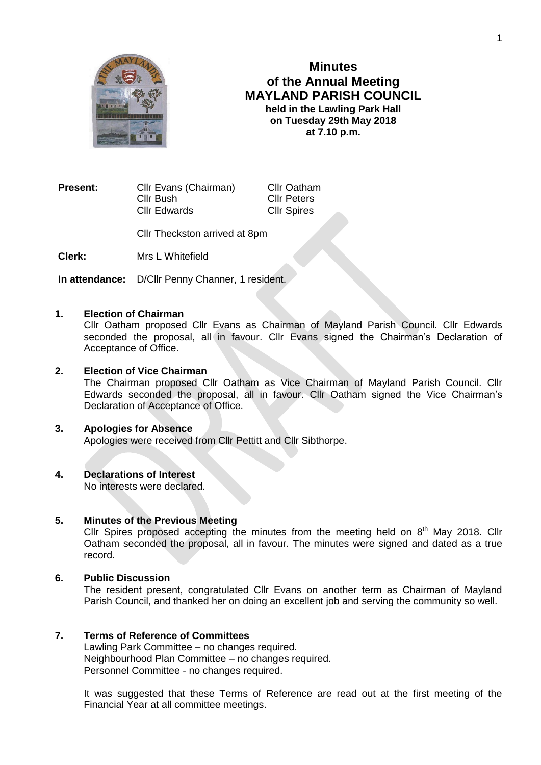# Minutes of the Annual Meeting MAYLAND PARISH COUNCIL

**held in the Lawling Park Hall on Tuesday 29th May 2018 at 7.10 p.m.**

**Present:** Cllr Evans (Chairman), Cllr Bush, Cllr Edwards, Cllr Oatham, Cllr Peters, Cllr Spires

Cllr Theckston arrived at 8pm

**Clerk:** Mrs L Whitefield

**In attendance:** D/Cllr Penny Channer, 1 resident.

## 1. Election of Chairman

Cllr Oatham proposed Cllr Evans as Chairman of Mayland Parish Council. Cllr Edwards seconded the proposal, all in favour. Cllr Evans signed the Chairman's Declaration of Acceptance of Office.

## 2. Election of Vice Chairman

The Chairman proposed Cllr Oatham as Vice Chairman of Mayland Parish Council. Cllr Edwards seconded the proposal, all in favour. Cllr Oatham signed the Vice Chairman's Declaration of Acceptance of Office.

## 3. Apologies for Absence

Apologies were received from Cllr Pettitt and Cllr Sibthorpe.

## 4. Declarations of Interest

No interests were declared.

## 5. Minutes of the Previous Meeting

Cllr Spires proposed accepting the minutes from the meeting held on 8th May 2018. Cllr Oatham seconded the proposal, all in favour. The minutes were signed and dated as a true record.

## 6. Public Discussion

The resident present, congratulated Cllr Evans on another term as Chairman of Mayland Parish Council, and thanked her on doing an excellent job and serving the community so well.

## 7. Terms of Reference of Committees

Lawling Park Committee – no changes required.
Neighbourhood Plan Committee – no changes required.
Personnel Committee - no changes required.

It was suggested that these Terms of Reference are read out at the first meeting of the Financial Year at all committee meetings.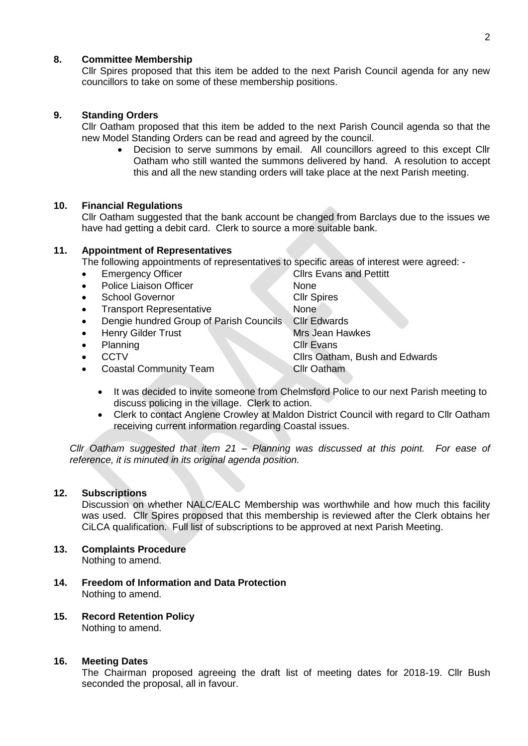## 8. Committee Membership

Cllr Spires proposed that this item be added to the next Parish Council agenda for any new councillors to take on some of these membership positions.

## 9. Standing Orders

Cllr Oatham proposed that this item be added to the next Parish Council agenda so that the new Model Standing Orders can be read and agreed by the council.

- Decision to serve summons by email. All councillors agreed to this except Cllr Oatham who still wanted the summons delivered by hand. A resolution to accept this and all the new standing orders will take place at the next Parish meeting.

## 10. Financial Regulations

Cllr Oatham suggested that the bank account be changed from Barclays due to the issues we have had getting a debit card. Clerk to source a more suitable bank.

## 11. Appointment of Representatives

The following appointments of representatives to specific areas of interest were agreed: -

| | |
|---|---|
| Emergency Officer | Cllrs Evans and Pettitt |
| Police Liaison Officer | None |
| School Governor | Cllr Spires |
| Transport Representative | None |
| Dengie hundred Group of Parish Councils | Cllr Edwards |
| Henry Gilder Trust | Mrs Jean Hawkes |
| Planning | Cllr Evans |
| CCTV | Cllrs Oatham, Bush and Edwards |
| Coastal Community Team | Cllr Oatham |

- It was decided to invite someone from Chelmsford Police to our next Parish meeting to discuss policing in the village. Clerk to action.
- Clerk to contact Anglene Crowley at Maldon District Council with regard to Cllr Oatham receiving current information regarding Coastal issues.

*Cllr Oatham suggested that item 21 – Planning was discussed at this point. For ease of reference, it is minuted in its original agenda position.*

## 12. Subscriptions

Discussion on whether NALC/EALC Membership was worthwhile and how much this facility was used. Cllr Spires proposed that this membership is reviewed after the Clerk obtains her CiLCA qualification. Full list of subscriptions to be approved at next Parish Meeting.

## 13. Complaints Procedure

Nothing to amend.

## 14. Freedom of Information and Data Protection

Nothing to amend.

## 15. Record Retention Policy

Nothing to amend.

## 16. Meeting Dates

The Chairman proposed agreeing the draft list of meeting dates for 2018-19. Cllr Bush seconded the proposal, all in favour.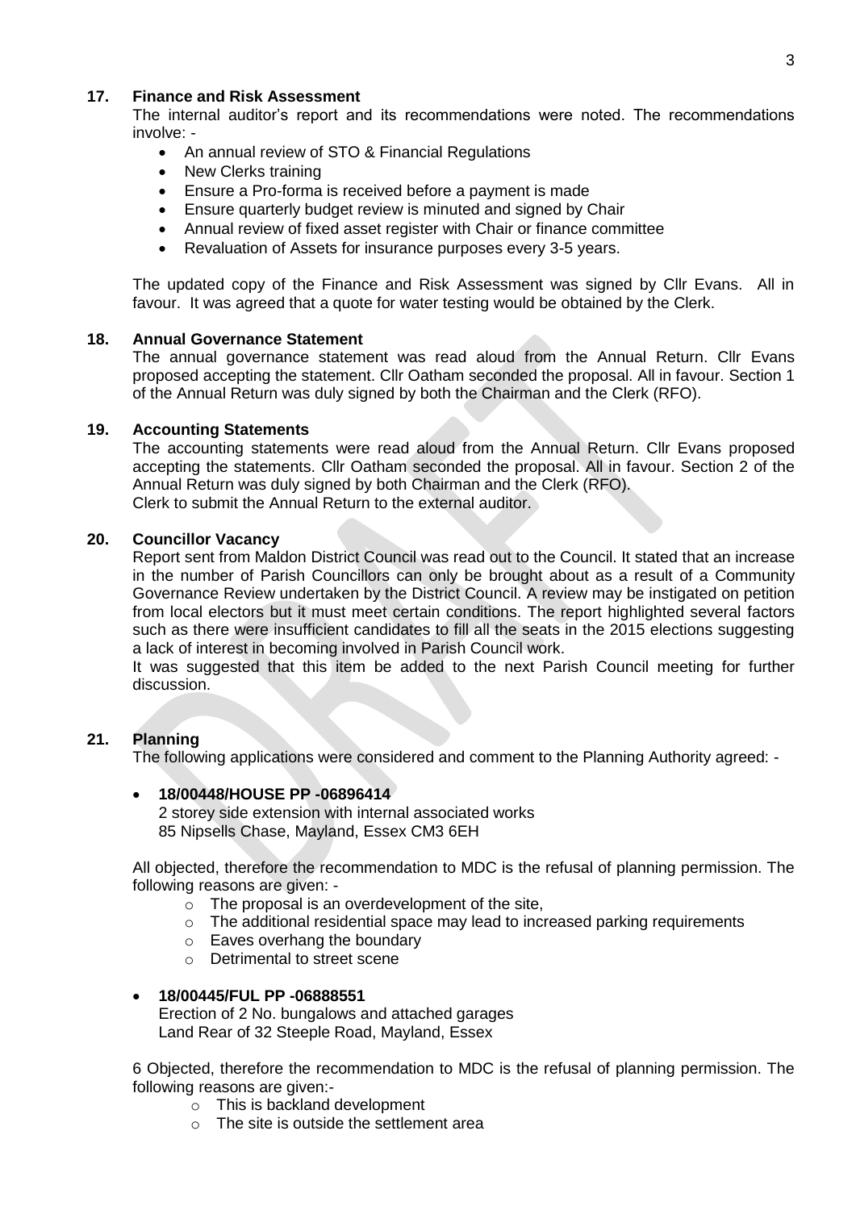## 17. Finance and Risk Assessment

The internal auditor's report and its recommendations were noted. The recommendations involve: -

- An annual review of STO & Financial Regulations
- New Clerks training
- Ensure a Pro-forma is received before a payment is made
- Ensure quarterly budget review is minuted and signed by Chair
- Annual review of fixed asset register with Chair or finance committee
- Revaluation of Assets for insurance purposes every 3-5 years.

The updated copy of the Finance and Risk Assessment was signed by Cllr Evans. All in favour. It was agreed that a quote for water testing would be obtained by the Clerk.

## 18. Annual Governance Statement

The annual governance statement was read aloud from the Annual Return. Cllr Evans proposed accepting the statement. Cllr Oatham seconded the proposal. All in favour. Section 1 of the Annual Return was duly signed by both the Chairman and the Clerk (RFO).

## 19. Accounting Statements

The accounting statements were read aloud from the Annual Return. Cllr Evans proposed accepting the statements. Cllr Oatham seconded the proposal. All in favour. Section 2 of the Annual Return was duly signed by both Chairman and the Clerk (RFO).
Clerk to submit the Annual Return to the external auditor.

## 20. Councillor Vacancy

Report sent from Maldon District Council was read out to the Council. It stated that an increase in the number of Parish Councillors can only be brought about as a result of a Community Governance Review undertaken by the District Council. A review may be instigated on petition from local electors but it must meet certain conditions. The report highlighted several factors such as there were insufficient candidates to fill all the seats in the 2015 elections suggesting a lack of interest in becoming involved in Parish Council work.
It was suggested that this item be added to the next Parish Council meeting for further discussion.

## 21. Planning

The following applications were considered and comment to the Planning Authority agreed: -

- **18/00448/HOUSE PP -06896414**
  2 storey side extension with internal associated works
  85 Nipsells Chase, Mayland, Essex CM3 6EH

All objected, therefore the recommendation to MDC is the refusal of planning permission. The following reasons are given: -

- The proposal is an overdevelopment of the site,
- The additional residential space may lead to increased parking requirements
- Eaves overhang the boundary
- Detrimental to street scene

- **18/00445/FUL PP -06888551**
  Erection of 2 No. bungalows and attached garages
  Land Rear of 32 Steeple Road, Mayland, Essex

6 Objected, therefore the recommendation to MDC is the refusal of planning permission. The following reasons are given:-

- This is backland development
- The site is outside the settlement area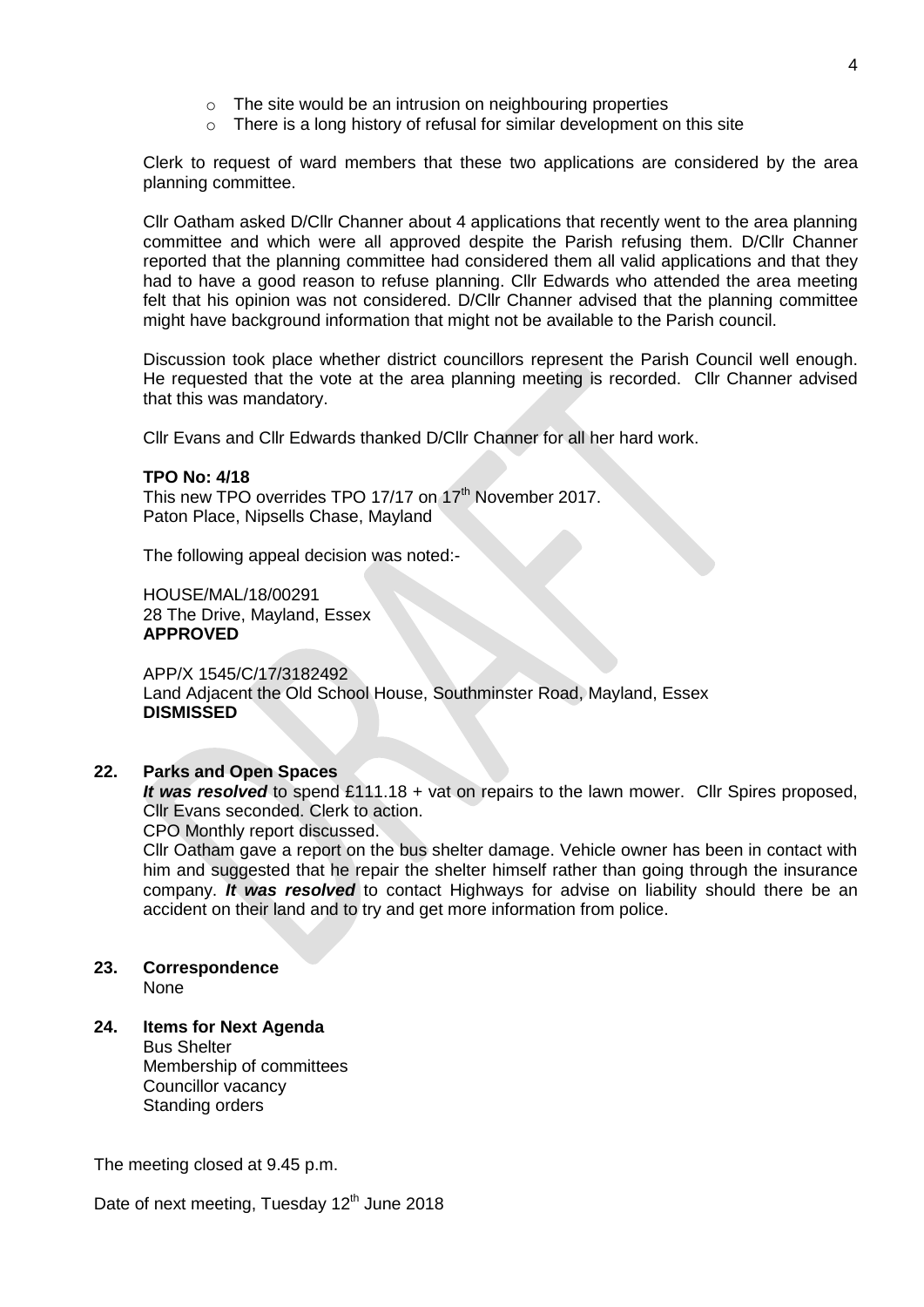- The site would be an intrusion on neighbouring properties
- There is a long history of refusal for similar development on this site

Clerk to request of ward members that these two applications are considered by the area planning committee.

Cllr Oatham asked D/Cllr Channer about 4 applications that recently went to the area planning committee and which were all approved despite the Parish refusing them. D/Cllr Channer reported that the planning committee had considered them all valid applications and that they had to have a good reason to refuse planning. Cllr Edwards who attended the area meeting felt that his opinion was not considered. D/Cllr Channer advised that the planning committee might have background information that might not be available to the Parish council.

Discussion took place whether district councillors represent the Parish Council well enough. He requested that the vote at the area planning meeting is recorded. Cllr Channer advised that this was mandatory.

Cllr Evans and Cllr Edwards thanked D/Cllr Channer for all her hard work.

**TPO No: 4/18**
This new TPO overrides TPO 17/17 on 17th November 2017.
Paton Place, Nipsells Chase, Mayland

The following appeal decision was noted:-

HOUSE/MAL/18/00291
28 The Drive, Mayland, Essex
**APPROVED**

APP/X 1545/C/17/3182492
Land Adjacent the Old School House, Southminster Road, Mayland, Essex
**DISMISSED**

## 22. Parks and Open Spaces

***It was resolved*** to spend £111.18 + vat on repairs to the lawn mower. Cllr Spires proposed, Cllr Evans seconded. Clerk to action.

CPO Monthly report discussed.

Cllr Oatham gave a report on the bus shelter damage. Vehicle owner has been in contact with him and suggested that he repair the shelter himself rather than going through the insurance company. ***It was resolved*** to contact Highways for advise on liability should there be an accident on their land and to try and get more information from police.

## 23. Correspondence

None

## 24. Items for Next Agenda

Bus Shelter
Membership of committees
Councillor vacancy
Standing orders

The meeting closed at 9.45 p.m.

Date of next meeting, Tuesday 12th June 2018